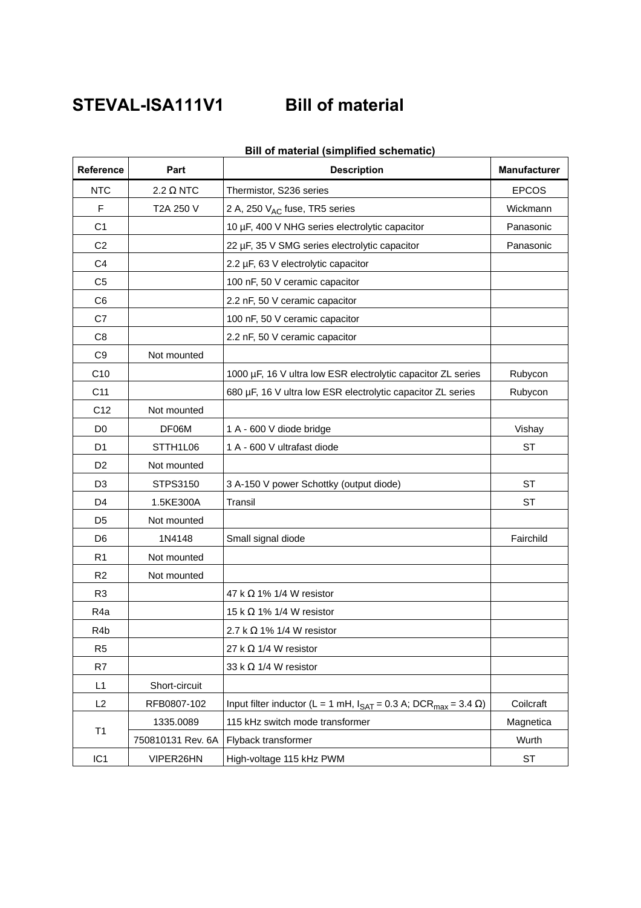# STEVAL-ISA111V1 Bill of material

**Bill of material (simplified schematic)**

| Reference | Part | Description | Manufacturer |
|---|---|---|---|
| NTC | 2.2 Ω NTC | Thermistor, S236 series | EPCOS |
| F | T2A 250 V | 2 A, 250 $V_{AC}$ fuse, TR5 series | Wickmann |
| C1 | | 10 µF, 400 V NHG series electrolytic capacitor | Panasonic |
| C2 | | 22 µF, 35 V SMG series electrolytic capacitor | Panasonic |
| C4 | | 2.2 µF, 63 V electrolytic capacitor | |
| C5 | | 100 nF, 50 V ceramic capacitor | |
| C6 | | 2.2 nF, 50 V ceramic capacitor | |
| C7 | | 100 nF, 50 V ceramic capacitor | |
| C8 | | 2.2 nF, 50 V ceramic capacitor | |
| C9 | Not mounted | | |
| C10 | | 1000 µF, 16 V ultra low ESR electrolytic capacitor ZL series | Rubycon |
| C11 | | 680 µF, 16 V ultra low ESR electrolytic capacitor ZL series | Rubycon |
| C12 | Not mounted | | |
| D0 | DF06M | 1 A - 600 V diode bridge | Vishay |
| D1 | STTH1L06 | 1 A - 600 V ultrafast diode | ST |
| D2 | Not mounted | | |
| D3 | STPS3150 | 3 A-150 V power Schottky (output diode) | ST |
| D4 | 1.5KE300A | Transil | ST |
| D5 | Not mounted | | |
| D6 | 1N4148 | Small signal diode | Fairchild |
| R1 | Not mounted | | |
| R2 | Not mounted | | |
| R3 | | 47 k Ω 1% 1/4 W resistor | |
| R4a | | 15 k Ω 1% 1/4 W resistor | |
| R4b | | 2.7 k Ω 1% 1/4 W resistor | |
| R5 | | 27 k Ω 1/4 W resistor | |
| R7 | | 33 k Ω 1/4 W resistor | |
| L1 | Short-circuit | | |
| L2 | RFB0807-102 | Input filter inductor (L = 1 mH, $I_{SAT}$ = 0.3 A; $DCR_{max}$ = 3.4 Ω) | Coilcraft |
| T1 | 1335.0089 | 115 kHz switch mode transformer | Magnetica |
| | 750810131 Rev. 6A | Flyback transformer | Wurth |
| IC1 | VIPER26HN | High-voltage 115 kHz PWM | ST |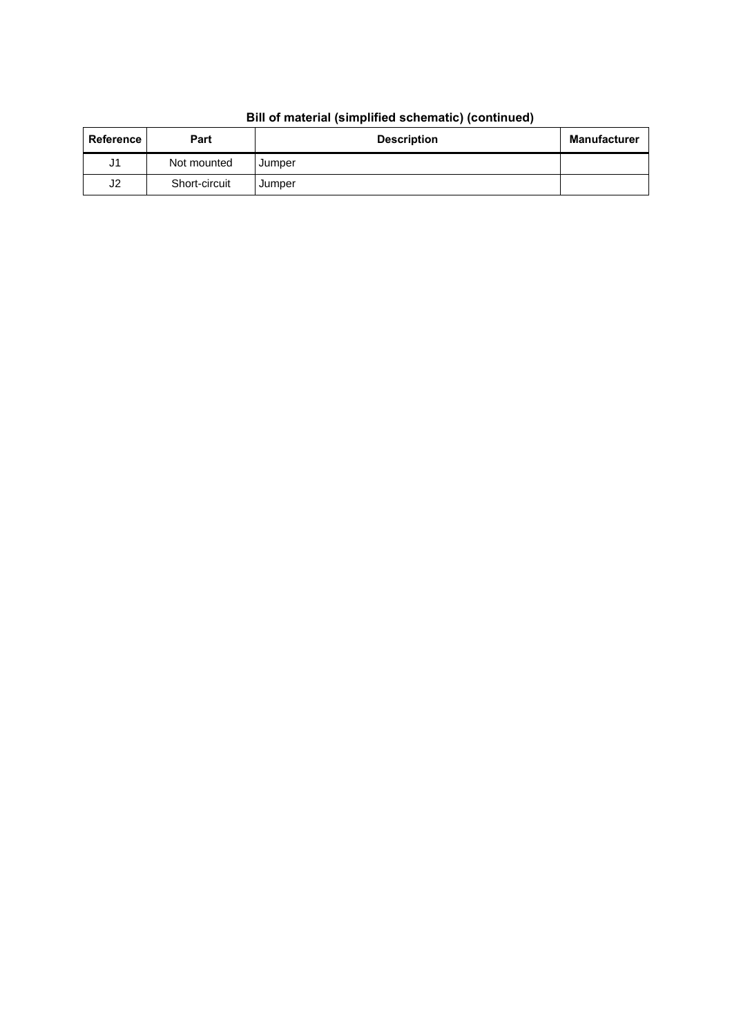**Bill of material (simplified schematic) (continued)**

| Reference | Part | Description | Manufacturer |
|---|---|---|---|
| J1 | Not mounted | Jumper | |
| J2 | Short-circuit | Jumper | |